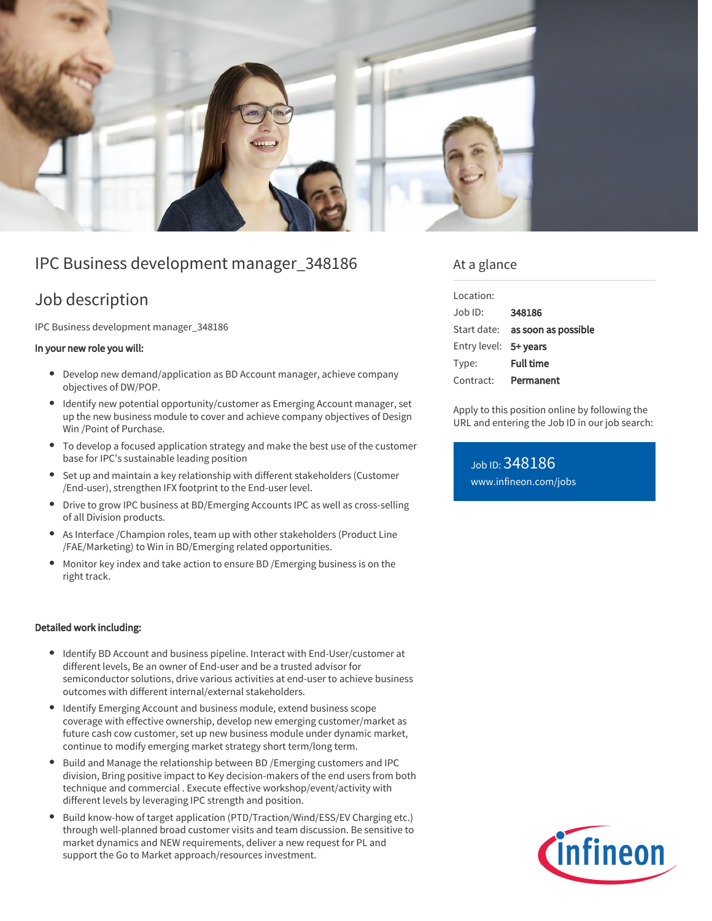# IPC Business development manager_348186

## Job description

IPC Business development manager_348186

**In your new role you will:**

- Develop new demand/application as BD Account manager, achieve company objectives of DW/POP.
- Identify new potential opportunity/customer as Emerging Account manager, set up the new business module to cover and achieve company objectives of Design Win /Point of Purchase.
- To develop a focused application strategy and make the best use of the customer base for IPC's sustainable leading position
- Set up and maintain a key relationship with different stakeholders (Customer /End-user), strengthen IFX footprint to the End-user level.
- Drive to grow IPC business at BD/Emerging Accounts IPC as well as cross-selling of all Division products.
- As Interface /Champion roles, team up with other stakeholders (Product Line /FAE/Marketing) to Win in BD/Emerging related opportunities.
- Monitor key index and take action to ensure BD /Emerging business is on the right track.

**Detailed work including:**

- Identify BD Account and business pipeline. Interact with End-User/customer at different levels, Be an owner of End-user and be a trusted advisor for semiconductor solutions, drive various activities at end-user to achieve business outcomes with different internal/external stakeholders.
- Identify Emerging Account and business module, extend business scope coverage with effective ownership, develop new emerging customer/market as future cash cow customer, set up new business module under dynamic market, continue to modify emerging market strategy short term/long term.
- Build and Manage the relationship between BD /Emerging customers and IPC division, Bring positive impact to Key decision-makers of the end users from both technique and commercial . Execute effective workshop/event/activity with different levels by leveraging IPC strength and position.
- Build know-how of target application (PTD/Traction/Wind/ESS/EV Charging etc.) through well-planned broad customer visits and team discussion. Be sensitive to market dynamics and NEW requirements, deliver a new request for PL and support the Go to Market approach/resources investment.

## At a glance

| | |
|---|---|
| Location: | |
| Job ID: | **348186** |
| Start date: | **as soon as possible** |
| Entry level: | **5+ years** |
| Type: | **Full time** |
| Contract: | **Permanent** |

Apply to this position online by following the URL and entering the Job ID in our job search:

Job ID: 348186
www.infineon.com/jobs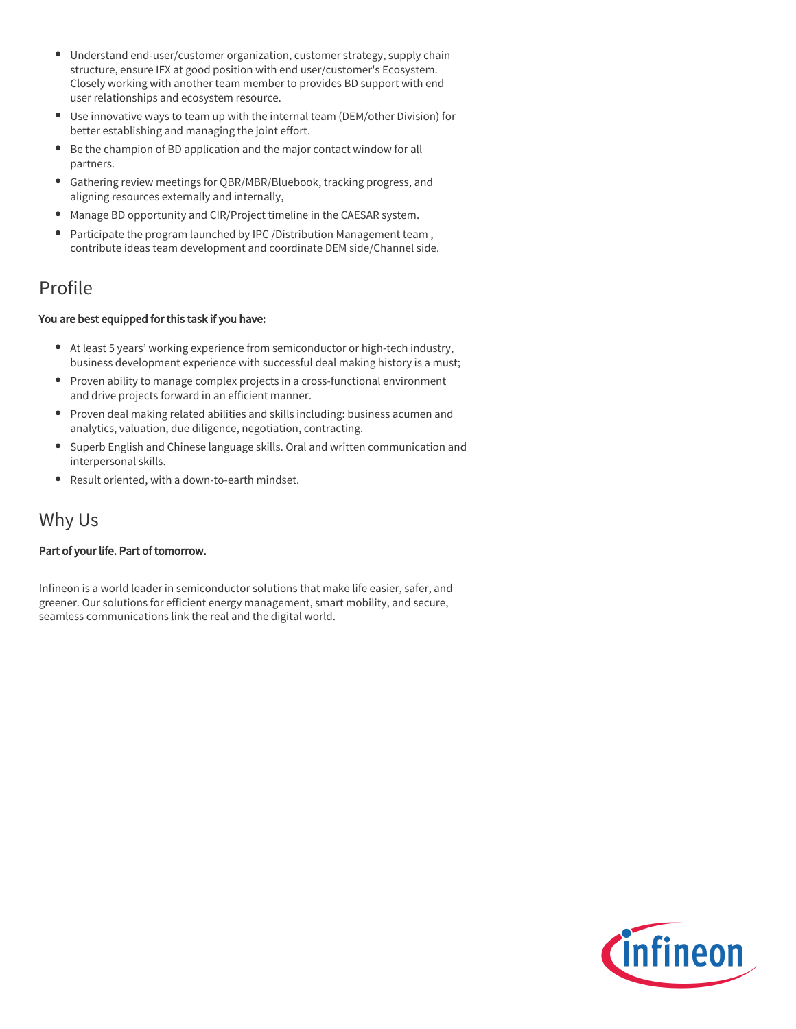- Understand end-user/customer organization, customer strategy, supply chain structure, ensure IFX at good position with end user/customer's Ecosystem. Closely working with another team member to provides BD support with end user relationships and ecosystem resource.
- Use innovative ways to team up with the internal team (DEM/other Division) for better establishing and managing the joint effort.
- Be the champion of BD application and the major contact window for all partners.
- Gathering review meetings for QBR/MBR/Bluebook, tracking progress, and aligning resources externally and internally,
- Manage BD opportunity and CIR/Project timeline in the CAESAR system.
- Participate the program launched by IPC /Distribution Management team , contribute ideas team development and coordinate DEM side/Channel side.

## Profile

**You are best equipped for this task if you have:**

- At least 5 years' working experience from semiconductor or high-tech industry, business development experience with successful deal making history is a must;
- Proven ability to manage complex projects in a cross-functional environment and drive projects forward in an efficient manner.
- Proven deal making related abilities and skills including: business acumen and analytics, valuation, due diligence, negotiation, contracting.
- Superb English and Chinese language skills. Oral and written communication and interpersonal skills.
- Result oriented, with a down-to-earth mindset.

## Why Us

**Part of your life. Part of tomorrow.**

Infineon is a world leader in semiconductor solutions that make life easier, safer, and greener. Our solutions for efficient energy management, smart mobility, and secure, seamless communications link the real and the digital world.